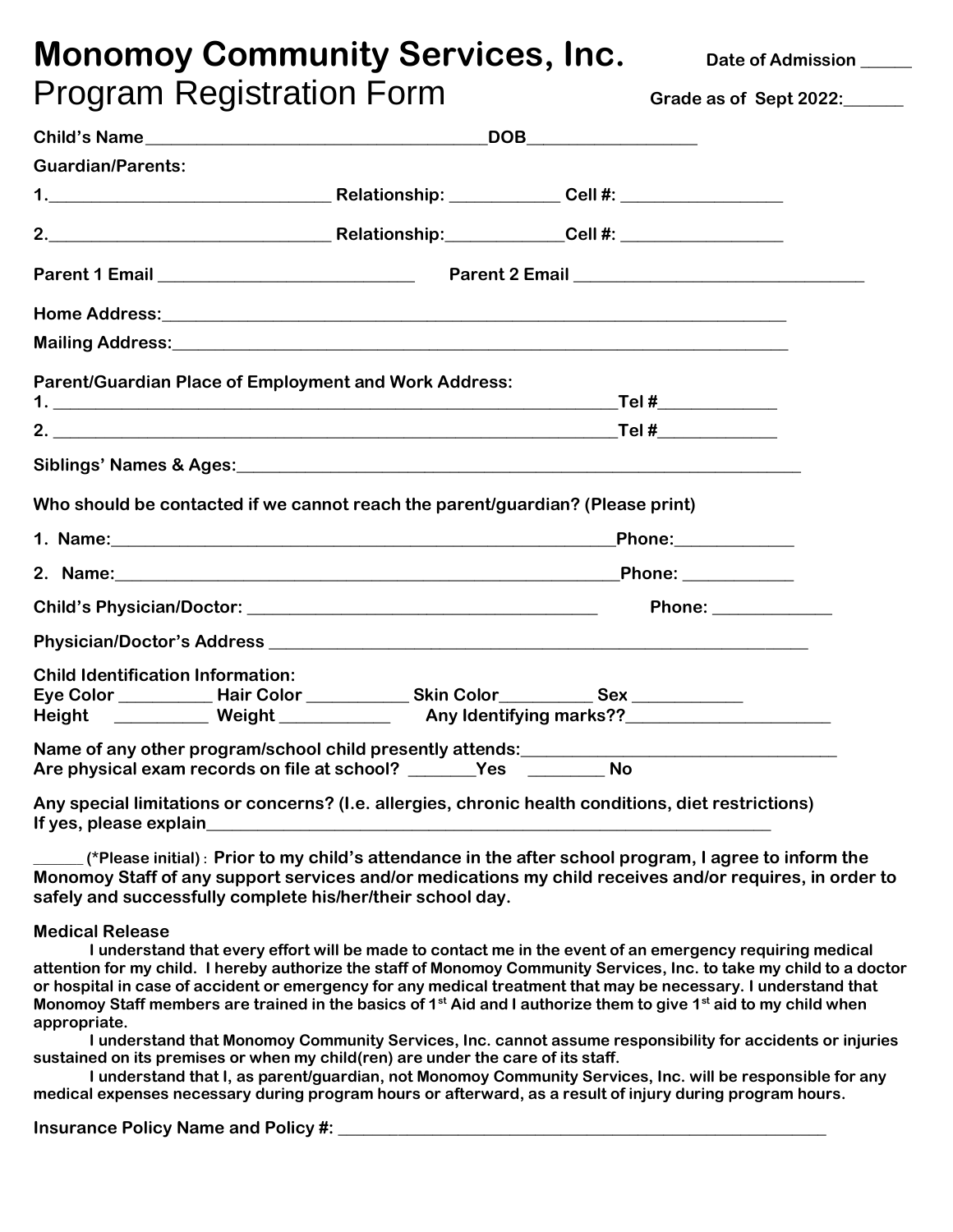# Monomoy Community Services, Inc.

**Date of Admission ______**

## Program Registration Form

**Grade as of Sept 2022:______**

**Child's Name_____________________________________DOB__________________**

**Guardian/Parents:**

**1.______________________________ Relationship: ____________ Cell #: _________________**

**2.______________________________ Relationship:____________Cell #: _________________**

**Parent 1 Email ___________________________ Parent 2 Email _______________________________**

**Home Address:_____________________________________________________________________**

**Mailing Address:___________________________________________________________________**

**Parent/Guardian Place of Employment and Work Address:**

**1. ____________________________________________________________Tel #_____________**

**2. ____________________________________________________________Tel #_____________**

**Siblings' Names & Ages:______________________________________________________________**

**Who should be contacted if we cannot reach the parent/guardian? (Please print)**

**1. Name:_______________________________________________________Phone:_____________**

**2. Name:_______________________________________________________Phone: ____________**

**Child's Physician/Doctor: _____________________________________ Phone: _____________**

**Physician/Doctor's Address __________________________________________________________**

**Child Identification Information:**

**Eye Color __________ Hair Color ___________ Skin Color__________ Sex ____________**

**Height __________ Weight ____________ Any Identifying marks??______________________**

**Name of any other program/school child presently attends:__________________________________**

**Are physical exam records on file at school? _______Yes ________ No**

**Any special limitations or concerns? (I.e. allergies, chronic health conditions, diet restrictions)**

**If yes, please explain____________________________________________________________**

______ **(*Please initial) : Prior to my child's attendance in the after school program, I agree to inform the Monomoy Staff of any support services and/or medications my child receives and/or requires, in order to safely and successfully complete his/her/their school day.**

**Medical Release**

**I understand that every effort will be made to contact me in the event of an emergency requiring medical attention for my child. I hereby authorize the staff of Monomoy Community Services, Inc. to take my child to a doctor or hospital in case of accident or emergency for any medical treatment that may be necessary. I understand that Monomoy Staff members are trained in the basics of 1st Aid and I authorize them to give 1st aid to my child when appropriate.**

**I understand that Monomoy Community Services, Inc. cannot assume responsibility for accidents or injuries sustained on its premises or when my child(ren) are under the care of its staff.**

**I understand that I, as parent/guardian, not Monomoy Community Services, Inc. will be responsible for any medical expenses necessary during program hours or afterward, as a result of injury during program hours.**

**Insurance Policy Name and Policy #: ________________________________________________________**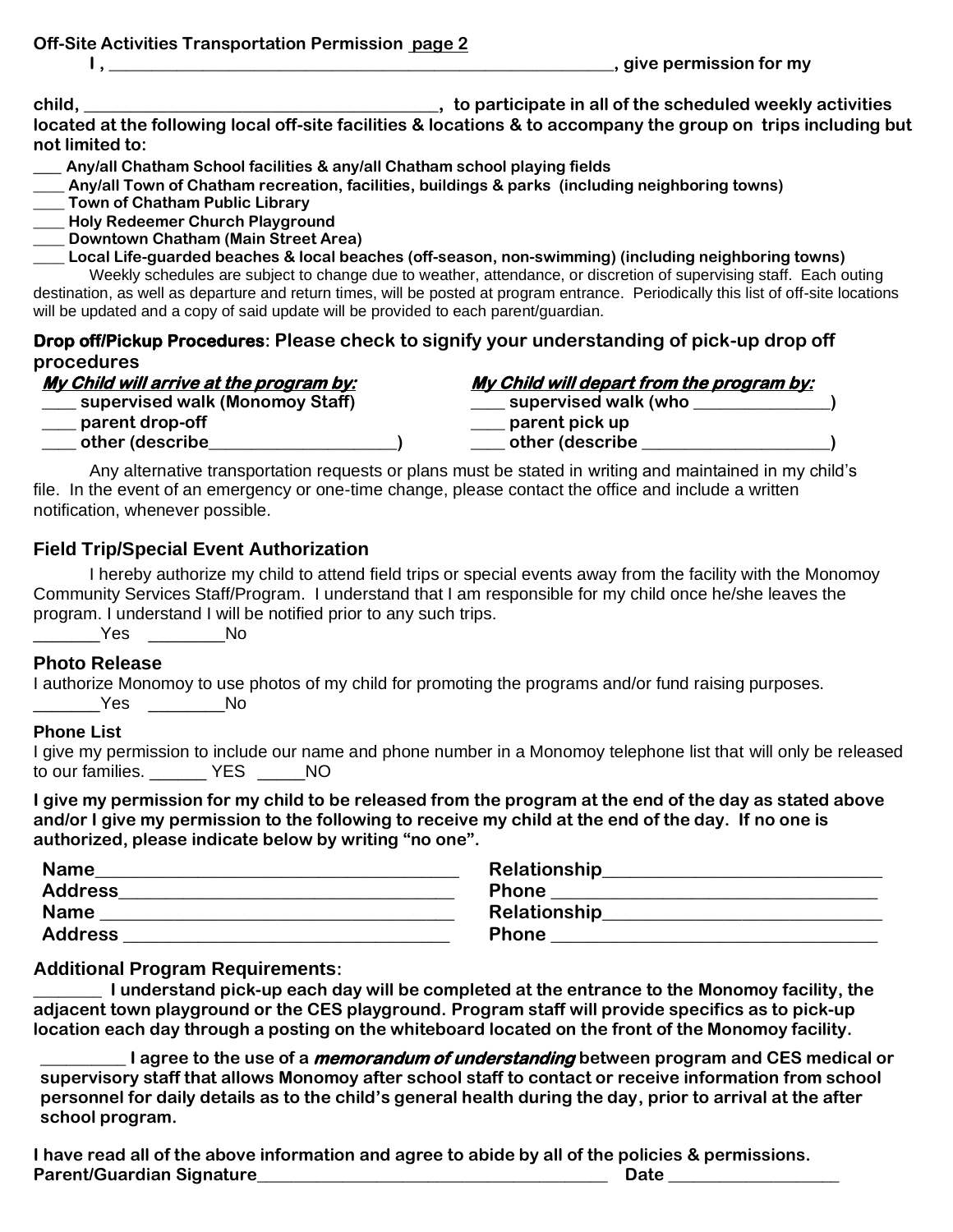**Off-Site Activities Transportation Permission page 2**

**I , ____________________________________________________________, give permission for my**

**child, _______________________________________, to participate in all of the scheduled weekly activities located at the following local off-site facilities & locations & to accompany the group on trips including but not limited to:**

**___ Any/all Chatham School facilities & any/all Chatham school playing fields**
**___ Any/all Town of Chatham recreation, facilities, buildings & parks (including neighboring towns)**
**___ Town of Chatham Public Library**
**___ Holy Redeemer Church Playground**
**___ Downtown Chatham (Main Street Area)**
**___ Local Life-guarded beaches & local beaches (off-season, non-swimming) (including neighboring towns)**

Weekly schedules are subject to change due to weather, attendance, or discretion of supervising staff. Each outing destination, as well as departure and return times, will be posted at program entrance. Periodically this list of off-site locations will be updated and a copy of said update will be provided to each parent/guardian.

**Drop off/Pickup Procedures: Please check to signify your understanding of pick-up drop off procedures**

***My Child will arrive at the program by:***
**___ supervised walk (Monomoy Staff)**
**___ parent drop-off**
**___ other (describe____________________)**

***My Child will depart from the program by:***
**___ supervised walk (who _______________)**
**___ parent pick up**
**___ other (describe ____________________)**

Any alternative transportation requests or plans must be stated in writing and maintained in my child's file. In the event of an emergency or one-time change, please contact the office and include a written notification, whenever possible.

## Field Trip/Special Event Authorization

I hereby authorize my child to attend field trips or special events away from the facility with the Monomoy Community Services Staff/Program. I understand that I am responsible for my child once he/she leaves the program. I understand I will be notified prior to any such trips.
_______Yes ________No

## Photo Release

I authorize Monomoy to use photos of my child for promoting the programs and/or fund raising purposes.
_______Yes ________No

### Phone List

I give my permission to include our name and phone number in a Monomoy telephone list that will only be released to our families. ______ YES _____NO

**I give my permission for my child to be released from the program at the end of the day as stated above and/or I give my permission to the following to receive my child at the end of the day. If no one is authorized, please indicate below by writing "no one".**

**Name_____________________________________ Relationship_____________________________**
**Address___________________________________ Phone ________________________________**
**Name ____________________________________ Relationship_____________________________**
**Address __________________________________ Phone ________________________________**

## Additional Program Requirements:

**_______ I understand pick-up each day will be completed at the entrance to the Monomoy facility, the adjacent town playground or the CES playground. Program staff will provide specifics as to pick-up location each day through a posting on the whiteboard located on the front of the Monomoy facility.**

**_________ I agree to the use of a *memorandum of understanding* between program and CES medical or supervisory staff that allows Monomoy after school staff to contact or receive information from school personnel for daily details as to the child's general health during the day, prior to arrival at the after school program.**

**I have read all of the above information and agree to abide by all of the policies & permissions.**
**Parent/Guardian Signature________________________________________ Date ___________________**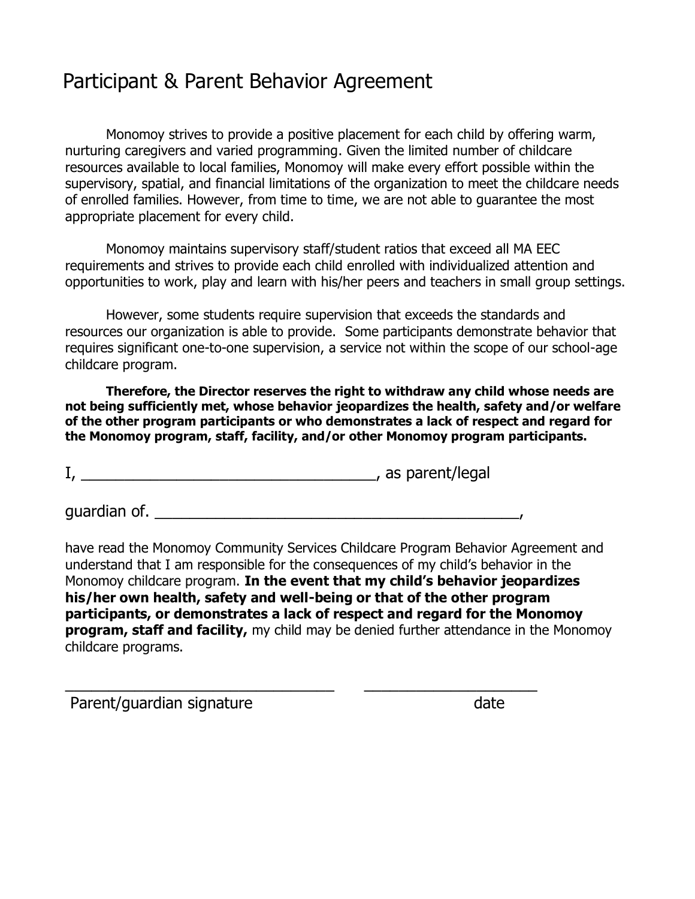# Participant & Parent Behavior Agreement

Monomoy strives to provide a positive placement for each child by offering warm, nurturing caregivers and varied programming. Given the limited number of childcare resources available to local families, Monomoy will make every effort possible within the supervisory, spatial, and financial limitations of the organization to meet the childcare needs of enrolled families. However, from time to time, we are not able to guarantee the most appropriate placement for every child.

Monomoy maintains supervisory staff/student ratios that exceed all MA EEC requirements and strives to provide each child enrolled with individualized attention and opportunities to work, play and learn with his/her peers and teachers in small group settings.

However, some students require supervision that exceeds the standards and resources our organization is able to provide. Some participants demonstrate behavior that requires significant one-to-one supervision, a service not within the scope of our school-age childcare program.

**Therefore, the Director reserves the right to withdraw any child whose needs are not being sufficiently met, whose behavior jeopardizes the health, safety and/or welfare of the other program participants or who demonstrates a lack of respect and regard for the Monomoy program, staff, facility, and/or other Monomoy program participants.**

I, ___________________________________, as parent/legal

guardian of. ___________________________________________,

have read the Monomoy Community Services Childcare Program Behavior Agreement and understand that I am responsible for the consequences of my child's behavior in the Monomoy childcare program. **In the event that my child's behavior jeopardizes his/her own health, safety and well-being or that of the other program participants, or demonstrates a lack of respect and regard for the Monomoy program, staff and facility,** my child may be denied further attendance in the Monomoy childcare programs.

_________________________________ ____________________

Parent/guardian signature date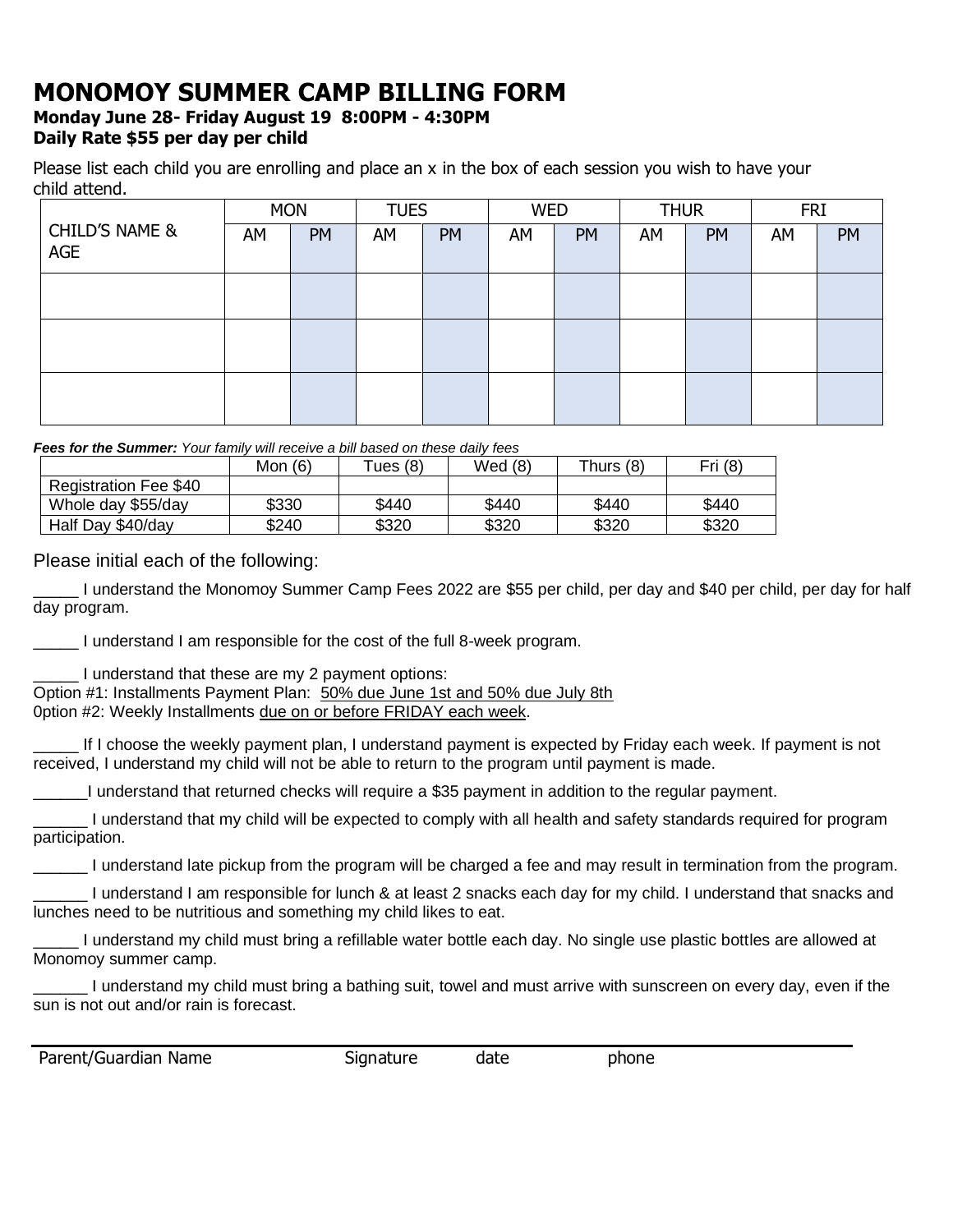# MONOMOY SUMMER CAMP BILLING FORM

**Monday June 28- Friday August 19 8:00PM - 4:30PM**
**Daily Rate $55 per day per child**

Please list each child you are enrolling and place an x in the box of each session you wish to have your child attend.

| CHILD'S NAME & AGE | MON | | TUES | | WED | | THUR | | FRI | |
|---|---|---|---|---|---|---|---|---|---|---|
| | AM | PM | AM | PM | AM | PM | AM | PM | AM | PM |
| | | | | | | | | | | |
| | | | | | | | | | | |
| | | | | | | | | | | |

***Fees for the Summer:*** *Your family will receive a bill based on these daily fees*

| | Mon (6) | Tues (8) | Wed (8) | Thurs (8) | Fri (8) |
|---|---|---|---|---|---|
| Registration Fee $40 | | | | | |
| Whole day $55/day | $330 | $440 | $440 | $440 | $440 |
| Half Day $40/day | $240 | $320 | $320 | $320 | $320 |

Please initial each of the following:

_____ I understand the Monomoy Summer Camp Fees 2022 are $55 per child, per day and $40 per child, per day for half day program.

_____ I understand I am responsible for the cost of the full 8-week program.

_____ I understand that these are my 2 payment options:
Option #1: Installments Payment Plan: 50% due June 1st and 50% due July 8th
0ption #2: Weekly Installments due on or before FRIDAY each week.

_____ If I choose the weekly payment plan, I understand payment is expected by Friday each week. If payment is not received, I understand my child will not be able to return to the program until payment is made.

______I understand that returned checks will require a $35 payment in addition to the regular payment.

______ I understand that my child will be expected to comply with all health and safety standards required for program participation.

______ I understand late pickup from the program will be charged a fee and may result in termination from the program.

______ I understand I am responsible for lunch & at least 2 snacks each day for my child. I understand that snacks and lunches need to be nutritious and something my child likes to eat.

_____ I understand my child must bring a refillable water bottle each day. No single use plastic bottles are allowed at Monomoy summer camp.

______ I understand my child must bring a bathing suit, towel and must arrive with sunscreen on every day, even if the sun is not out and/or rain is forecast.

Parent/Guardian Name Signature date phone